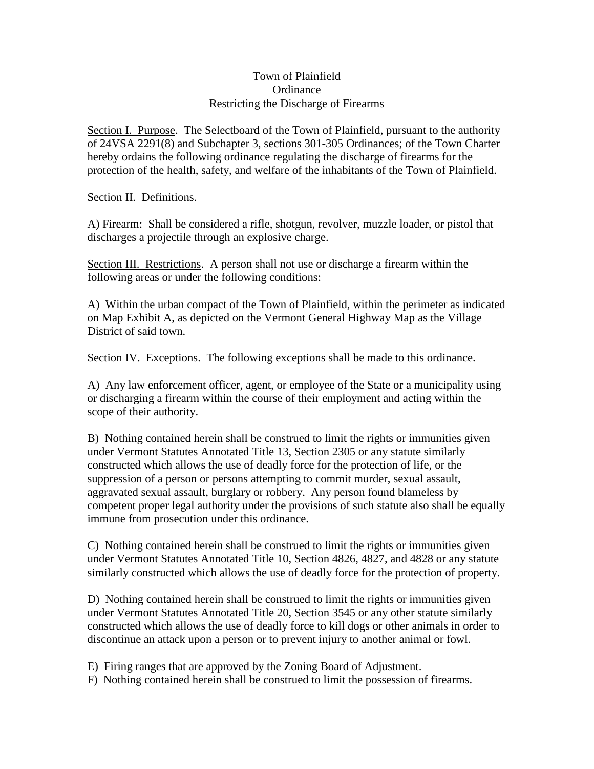# Town of Plainfield
## Ordinance
## Restricting the Discharge of Firearms

Section I. Purpose. The Selectboard of the Town of Plainfield, pursuant to the authority of 24VSA 2291(8) and Subchapter 3, sections 301-305 Ordinances; of the Town Charter hereby ordains the following ordinance regulating the discharge of firearms for the protection of the health, safety, and welfare of the inhabitants of the Town of Plainfield.

Section II. Definitions.

A) Firearm: Shall be considered a rifle, shotgun, revolver, muzzle loader, or pistol that discharges a projectile through an explosive charge.

Section III. Restrictions. A person shall not use or discharge a firearm within the following areas or under the following conditions:

A) Within the urban compact of the Town of Plainfield, within the perimeter as indicated on Map Exhibit A, as depicted on the Vermont General Highway Map as the Village District of said town.

Section IV. Exceptions. The following exceptions shall be made to this ordinance.

A) Any law enforcement officer, agent, or employee of the State or a municipality using or discharging a firearm within the course of their employment and acting within the scope of their authority.

B) Nothing contained herein shall be construed to limit the rights or immunities given under Vermont Statutes Annotated Title 13, Section 2305 or any statute similarly constructed which allows the use of deadly force for the protection of life, or the suppression of a person or persons attempting to commit murder, sexual assault, aggravated sexual assault, burglary or robbery. Any person found blameless by competent proper legal authority under the provisions of such statute also shall be equally immune from prosecution under this ordinance.

C) Nothing contained herein shall be construed to limit the rights or immunities given under Vermont Statutes Annotated Title 10, Section 4826, 4827, and 4828 or any statute similarly constructed which allows the use of deadly force for the protection of property.

D) Nothing contained herein shall be construed to limit the rights or immunities given under Vermont Statutes Annotated Title 20, Section 3545 or any other statute similarly constructed which allows the use of deadly force to kill dogs or other animals in order to discontinue an attack upon a person or to prevent injury to another animal or fowl.

E) Firing ranges that are approved by the Zoning Board of Adjustment.
F) Nothing contained herein shall be construed to limit the possession of firearms.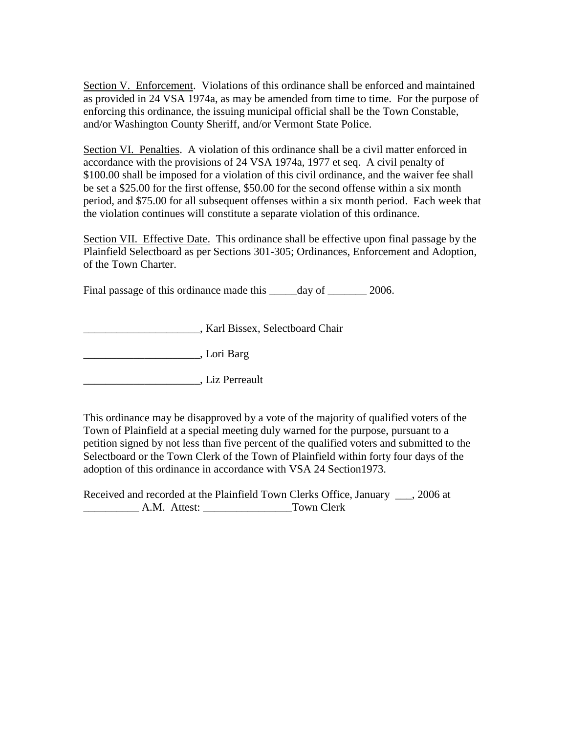Section V. Enforcement. Violations of this ordinance shall be enforced and maintained as provided in 24 VSA 1974a, as may be amended from time to time. For the purpose of enforcing this ordinance, the issuing municipal official shall be the Town Constable, and/or Washington County Sheriff, and/or Vermont State Police.

Section VI. Penalties. A violation of this ordinance shall be a civil matter enforced in accordance with the provisions of 24 VSA 1974a, 1977 et seq. A civil penalty of $100.00 shall be imposed for a violation of this civil ordinance, and the waiver fee shall be set a $25.00 for the first offense, $50.00 for the second offense within a six month period, and $75.00 for all subsequent offenses within a six month period. Each week that the violation continues will constitute a separate violation of this ordinance.

Section VII. Effective Date. This ordinance shall be effective upon final passage by the Plainfield Selectboard as per Sections 301-305; Ordinances, Enforcement and Adoption, of the Town Charter.

Final passage of this ordinance made this _____day of _______ 2006.

_____________________, Karl Bissex, Selectboard Chair

_____________________, Lori Barg

_____________________, Liz Perreault

This ordinance may be disapproved by a vote of the majority of qualified voters of the Town of Plainfield at a special meeting duly warned for the purpose, pursuant to a petition signed by not less than five percent of the qualified voters and submitted to the Selectboard or the Town Clerk of the Town of Plainfield within forty four days of the adoption of this ordinance in accordance with VSA 24 Section1973.

Received and recorded at the Plainfield Town Clerks Office, January ___, 2006 at __________ A.M. Attest: ________________Town Clerk